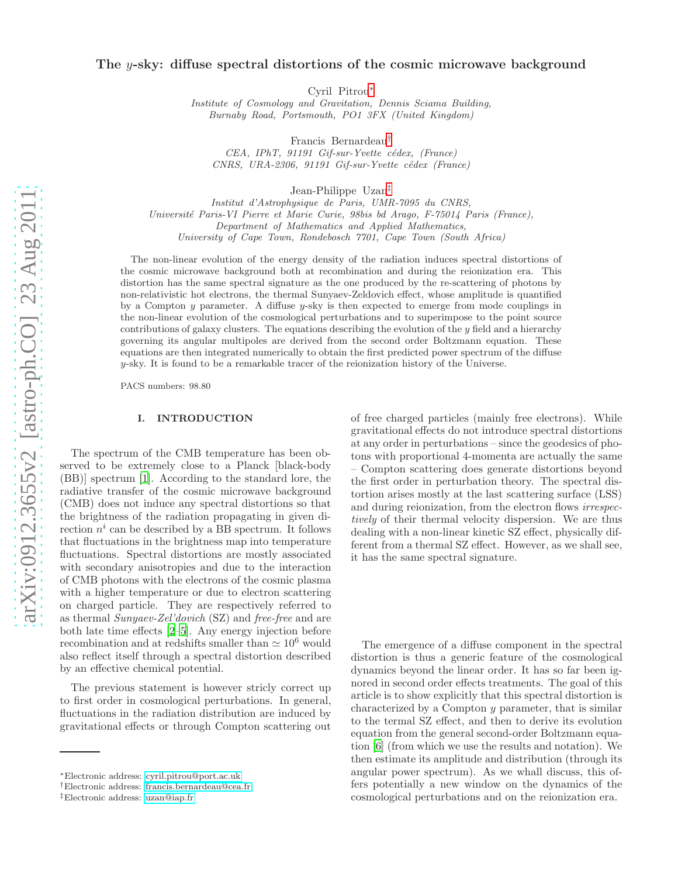# The $y$-sky: diffuse spectral distortions of the cosmic microwave background

Cyril Pitrou*

*Institute of Cosmology and Gravitation, Dennis Sciama Building, Burnaby Road, Portsmouth, PO1 3FX (United Kingdom)*

Francis Bernardeau†

*CEA, IPhT, 91191 Gif-sur-Yvette cédex, (France)*
*CNRS, URA-2306, 91191 Gif-sur-Yvette cédex (France)*

Jean-Philippe Uzan‡

*Institut d'Astrophysique de Paris, UMR-7095 du CNRS, Université Paris-VI Pierre et Marie Curie, 98bis bd Arago, F-75014 Paris (France), Department of Mathematics and Applied Mathematics, University of Cape Town, Rondebosch 7701, Cape Town (South Africa)*

The non-linear evolution of the energy density of the radiation induces spectral distortions of the cosmic microwave background both at recombination and during the reionization era. This distortion has the same spectral signature as the one produced by the re-scattering of photons by non-relativistic hot electrons, the thermal Sunyaev-Zeldovich effect, whose amplitude is quantified by a Compton $y$ parameter. A diffuse $y$-sky is then expected to emerge from mode couplings in the non-linear evolution of the cosmological perturbations and to superimpose to the point source contributions of galaxy clusters. The equations describing the evolution of the $y$ field and a hierarchy governing its angular multipoles are derived from the second order Boltzmann equation. These equations are then integrated numerically to obtain the first predicted power spectrum of the diffuse $y$-sky. It is found to be a remarkable tracer of the reionization history of the Universe.

PACS numbers: 98.80

## I. INTRODUCTION

The spectrum of the CMB temperature has been observed to be extremely close to a Planck [black-body (BB)] spectrum [1]. According to the standard lore, the radiative transfer of the cosmic microwave background (CMB) does not induce any spectral distortions so that the brightness of the radiation propagating in given direction $n^i$ can be described by a BB spectrum. It follows that fluctuations in the brightness map into temperature fluctuations. Spectral distortions are mostly associated with secondary anisotropies and due to the interaction of CMB photons with the electrons of the cosmic plasma with a higher temperature or due to electron scattering on charged particle. They are respectively referred to as thermal *Sunyaev-Zel'dovich* (SZ) and *free-free* and are both late time effects [2–5]. Any energy injection before recombination and at redshifts smaller than $\simeq 10^6$ would also reflect itself through a spectral distortion described by an effective chemical potential.

The previous statement is however stricly correct up to first order in cosmological perturbations. In general, fluctuations in the radiation distribution are induced by gravitational effects or through Compton scattering out of free charged particles (mainly free electrons). While gravitational effects do not introduce spectral distortions at any order in perturbations – since the geodesics of photons with proportional 4-momenta are actually the same – Compton scattering does generate distortions beyond the first order in perturbation theory. The spectral distortion arises mostly at the last scattering surface (LSS) and during reionization, from the electron flows *irrespectively* of their thermal velocity dispersion. We are thus dealing with a non-linear kinetic SZ effect, physically different from a thermal SZ effect. However, as we shall see, it has the same spectral signature.

The emergence of a diffuse component in the spectral distortion is thus a generic feature of the cosmological dynamics beyond the linear order. It has so far been ignored in second order effects treatments. The goal of this article is to show explicitly that this spectral distortion is characterized by a Compton $y$ parameter, that is similar to the termal SZ effect, and then to derive its evolution equation from the general second-order Boltzmann equation [6] (from which we use the results and notation). We then estimate its amplitude and distribution (through its angular power spectrum). As we whall discuss, this offers potentially a new window on the dynamics of the cosmological perturbations and on the reionization era.

*Electronic address: cyril.pitrou@port.ac.uk
†Electronic address: francis.bernardeau@cea.fr
‡Electronic address: uzan@iap.fr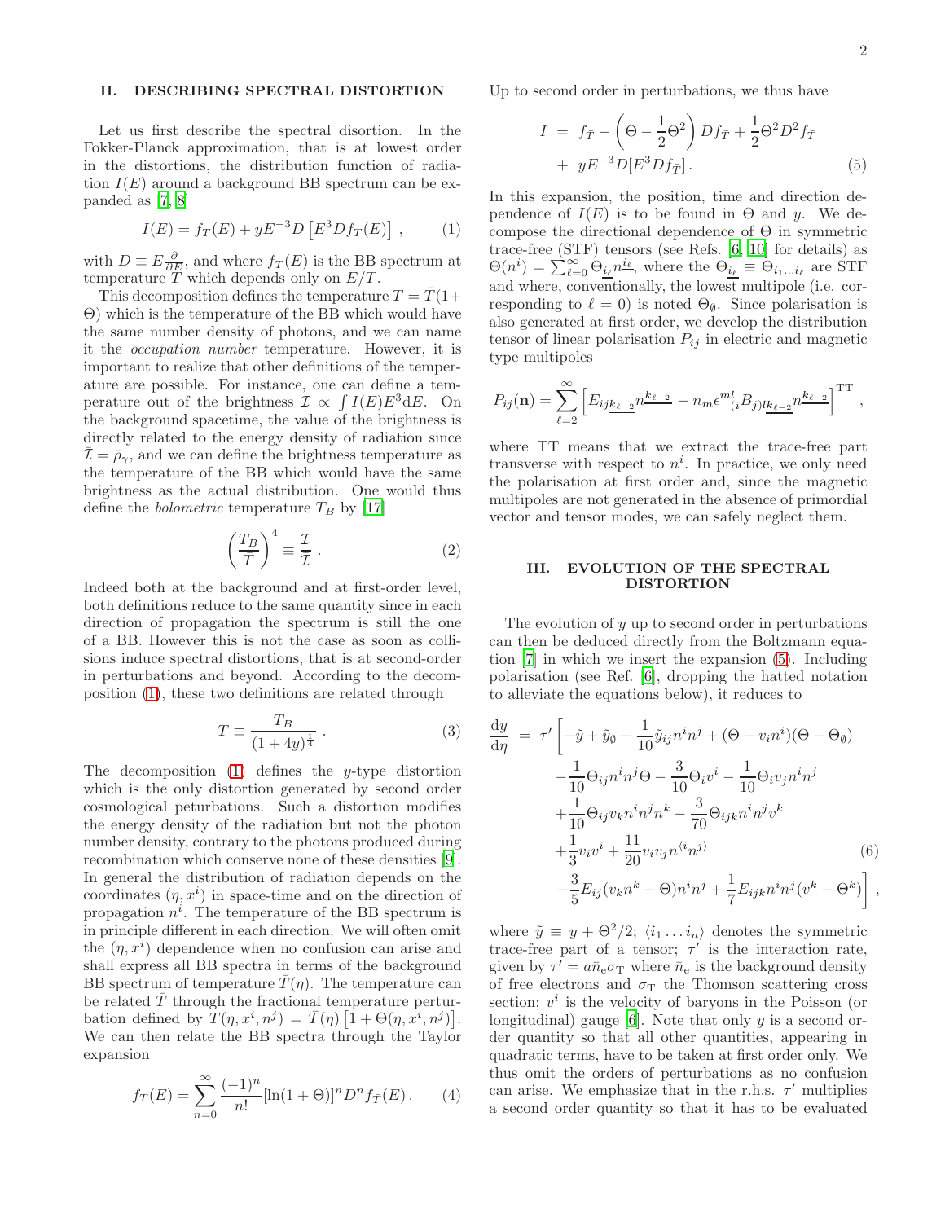## II. DESCRIBING SPECTRAL DISTORTION

Let us first describe the spectral disortion. In the Fokker-Planck approximation, that is at lowest order in the distortions, the distribution function of radiation $I(E)$ around a background BB spectrum can be expanded as [7, 8]

$$I(E) = f_T(E) + yE^{-3}D\left[E^3 D f_T(E)\right]\,, \tag{1}$$

with $D \equiv E\frac{\partial}{\partial E}$, and where $f_T(E)$ is the BB spectrum at temperature $T$ which depends only on $E/T$.

This decomposition defines the temperature $T = \bar{T}(1+\Theta)$ which is the temperature of the BB which would have the same number density of photons, and we can name it the *occupation number* temperature. However, it is important to realize that other definitions of the temperature are possible. For instance, one can define a temperature out of the brightness $\mathcal{I} \propto \int I(E)E^3 \mathrm{d}E$. On the background spacetime, the value of the brightness is directly related to the energy density of radiation since $\bar{\mathcal{I}} = \bar{\rho}_\gamma$, and we can define the brightness temperature as the temperature of the BB which would have the same brightness as the actual distribution. One would thus define the *bolometric* temperature $T_B$ by [17]

$$\left(\frac{T_B}{\bar{T}}\right)^4 \equiv \frac{\mathcal{I}}{\bar{\mathcal{I}}}\,. \tag{2}$$

Indeed both at the background and at first-order level, both definitions reduce to the same quantity since in each direction of propagation the spectrum is still the one of a BB. However this is not the case as soon as collisions induce spectral distortions, that is at second-order in perturbations and beyond. According to the decomposition (1), these two definitions are related through

$$T \equiv \frac{T_B}{(1+4y)^{\frac{1}{4}}}\,. \tag{3}$$

The decomposition (1) defines the $y$-type distortion which is the only distortion generated by second order cosmological peturbations. Such a distortion modifies the energy density of the radiation but not the photon number density, contrary to the photons produced during recombination which conserve none of these densities [9]. In general the distribution of radiation depends on the coordinates $(\eta, x^i)$ in space-time and on the direction of propagation $n^i$. The temperature of the BB spectrum is in principle different in each direction. We will often omit the $(\eta, x^i)$ dependence when no confusion can arise and shall express all BB spectra in terms of the background BB spectrum of temperature $\bar{T}(\eta)$. The temperature can be related $\bar{T}$ through the fractional temperature perturbation defined by $T(\eta, x^i, n^j) = \bar{T}(\eta)\left[1 + \Theta(\eta, x^i, n^j)\right]$. We can then relate the BB spectra through the Taylor expansion

$$f_T(E) = \sum_{n=0}^{\infty} \frac{(-1)^n}{n!}[\ln(1+\Theta)]^n D^n f_{\bar{T}}(E)\,. \tag{4}$$

Up to second order in perturbations, we thus have

$$\begin{aligned} I \ &= \ f_{\bar{T}} - \left(\Theta - \frac{1}{2}\Theta^2\right) D f_{\bar{T}} + \frac{1}{2}\Theta^2 D^2 f_{\bar{T}} \\ &+ \ yE^{-3}D[E^3 D f_{\bar{T}}]\,. \end{aligned} \tag{5}$$

In this expansion, the position, time and direction dependence of $I(E)$ is to be found in $\Theta$ and $y$. We decompose the directional dependence of $\Theta$ in symmetric trace-free (STF) tensors (see Refs. [6, 10] for details) as $\Theta(n^i) = \sum_{\ell=0}^{\infty} \Theta_{\underline{i_\ell}} n^{\underline{i_\ell}}$, where the $\Theta_{\underline{i_\ell}} \equiv \Theta_{i_1\dots i_\ell}$ are STF and where, conventionally, the lowest multipole (i.e. corresponding to $\ell = 0$) is noted $\Theta_\emptyset$. Since polarisation is also generated at first order, we develop the distribution tensor of linear polarisation $P_{ij}$ in electric and magnetic type multipoles

$$P_{ij}(\mathbf{n}) = \sum_{\ell=2}^{\infty}\left[E_{ij\underline{k_{\ell-2}}} n^{\underline{k_{\ell-2}}} - n_m \epsilon^{ml}{}_{(i} B_{j)l\underline{k_{\ell-2}}} n^{\underline{k_{\ell-2}}}\right]^{\mathrm{TT}}\,,$$

where TT means that we extract the trace-free part transverse with respect to $n^i$. In practice, we only need the polarisation at first order and, since the magnetic multipoles are not generated in the absence of primordial vector and tensor modes, we can safely neglect them.

## III. EVOLUTION OF THE SPECTRAL DISTORTION

The evolution of $y$ up to second order in perturbations can then be deduced directly from the Boltzmann equation [7] in which we insert the expansion (5). Including polarisation (see Ref. [6], dropping the hatted notation to alleviate the equations below), it reduces to

$$\begin{aligned} \frac{\mathrm{d}y}{\mathrm{d}\eta} \ = \ \tau'\Bigg[ & -\tilde{y} + \tilde{y}_\emptyset + \frac{1}{10}\tilde{y}_{ij}n^i n^j + (\Theta - v_i n^i)(\Theta - \Theta_\emptyset) \\ & - \frac{1}{10}\Theta_{ij}n^i n^j \Theta - \frac{3}{10}\Theta_i v^i - \frac{1}{10}\Theta_i v_j n^i n^j \\ & + \frac{1}{10}\Theta_{ij} v_k n^i n^j n^k - \frac{3}{70}\Theta_{ijk} n^i n^j v^k \\ & + \frac{1}{3} v_i v^i + \frac{11}{20} v_i v_j n^{\langle i} n^{j\rangle} \\ & - \frac{3}{5} E_{ij}(v_k n^k - \Theta) n^i n^j + \frac{1}{7} E_{ijk} n^i n^j (v^k - \Theta^k)\Bigg]\,, \end{aligned} \tag{6}$$

where $\tilde{y} \equiv y + \Theta^2/2$; $\langle i_1 \dots i_n\rangle$ denotes the symmetric trace-free part of a tensor; $\tau'$ is the interaction rate, given by $\tau' = a\bar{n}_e\sigma_T$ where $\bar{n}_e$ is the background density of free electrons and $\sigma_T$ the Thomson scattering cross section; $v^i$ is the velocity of baryons in the Poisson (or longitudinal) gauge [6]. Note that only $y$ is a second order quantity so that all other quantities, appearing in quadratic terms, have to be taken at first order only. We thus omit the orders of perturbations as no confusion can arise. We emphasize that in the r.h.s. $\tau'$ multiplies a second order quantity so that it has to be evaluated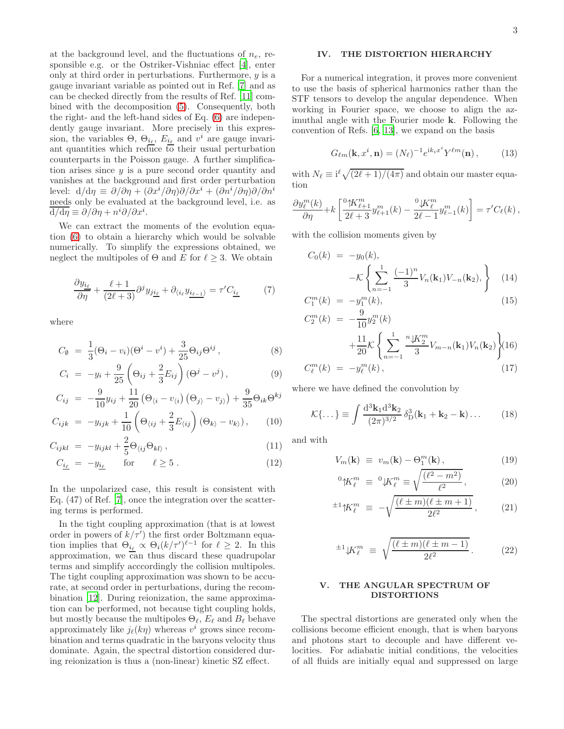at the background level, and the fluctuations of $n_e$, responsible e.g. or the Ostriker-Vishniac effect [4], enter only at third order in perturbations. Furthermore, $y$ is a gauge invariant variable as pointed out in Ref. [7] and as can be checked directly from the results of Ref. [11] combined with the decomposition (5). Consequently, both the right- and the left-hand sides of Eq. (6) are independently gauge invariant. More precisely in this expression, the variables $\Theta$, $\Theta_{\underline{i_\ell}}$, $E_{\underline{i_\ell}}$ and $v^i$ are gauge invariant quantities which reduce to their usual perturbation counterparts in the Poisson gauge. A further simplification arises since $y$ is a pure second order quantity and vanishes at the background and first order perturbation level: $\mathrm{d}/\mathrm{d}\eta \equiv \partial/\partial\eta + (\partial x^i/\partial\eta)\partial/\partial x^i + (\partial n^i/\partial\eta)\partial/\partial n^i$ needs only be evaluated at the background level, i.e. as $\mathrm{d}/\mathrm{d}\eta \equiv \partial/\partial\eta + n^i\partial/\partial x^i$.

We can extract the moments of the evolution equation (6) to obtain a hierarchy which would be solvable numerically. To simplify the expressions obtained, we neglect the multipoles of $\Theta$ and $E$ for $\ell \geq 3$. We obtain

$$\frac{\partial y_{\underline{i_\ell}}}{\partial\eta} + \frac{\ell+1}{(2\ell+3)}\partial^j y_{j\underline{i_\ell}} + \partial_{\langle i_\ell} y_{\underline{i_{\ell-1}}\rangle} = \tau' C_{\underline{i_\ell}} \qquad (7)$$

where

$$C_\emptyset = \frac{1}{3}(\Theta_i - v_i)(\Theta^i - v^i) + \frac{3}{25}\Theta_{ij}\Theta^{ij}\,, \qquad (8)$$

$$C_i = -y_i + \frac{9}{25}\left(\Theta_{ij} + \frac{2}{3}E_{ij}\right)(\Theta^j - v^j)\,, \qquad (9)$$

$$C_{ij} = -\frac{9}{10}y_{ij} + \frac{11}{20}\left(\Theta_{\langle i} - v_{\langle i}\right)\left(\Theta_{j\rangle} - v_{j\rangle}\right) + \frac{9}{35}\Theta_{ik}\Theta^{kj}$$

$$C_{ijk} = -y_{ijk} + \frac{1}{10}\left(\Theta_{\langle ij} + \frac{2}{3}E_{\langle ij}\right)\left(\Theta_{k\rangle} - v_{k\rangle}\right), \qquad (10)$$

$$C_{ijkl} = -y_{ijkl} + \frac{2}{5}\Theta_{\langle ij}\Theta_{kl\rangle}\,, \qquad (11)$$

$$C_{\underline{i_\ell}} = -y_{\underline{i_\ell}} \qquad \text{for} \qquad \ell \geq 5\,. \qquad (12)$$

In the unpolarized case, this result is consistent with Eq. (47) of Ref. [7], once the integration over the scattering terms is performed.

In the tight coupling approximation (that is at lowest order in powers of $k/\tau'$) the first order Boltzmann equation implies that $\Theta_{\underline{i_\ell}} \propto \Theta_i(k/\tau')^{\ell-1}$ for $\ell \geq 2$. In this approximation, we can thus discard these quadrupolar terms and simplify acccordingly the collision multipoles. The tight coupling approximation was shown to be accurate, at second order in perturbations, during the recombination [12]. During reionization, the same approximation can be performed, not because tight coupling holds, but mostly because the multipoles $\Theta_\ell$, $E_\ell$ and $B_\ell$ behave approximately like $j_\ell(k\eta)$ whereas $v^i$ grows since recombination and terms quadratic in the baryons velocity thus dominate. Again, the spectral distortion considered during reionization is thus a (non-linear) kinetic SZ effect.

## IV. THE DISTORTION HIERARCHY

For a numerical integration, it proves more convenient to use the basis of spherical harmonics rather than the STF tensors to develop the angular dependence. When working in Fourier space, we choose to align the azimuthal angle with the Fourier mode $\mathbf{k}$. Following the convention of Refs. [6, 13], we expand on the basis

$$G_{\ell m}(\mathbf{k}, x^i, \mathbf{n}) = (N_\ell)^{-1} e^{\mathrm{i}k_i x^i} Y^{\ell m}(\mathbf{n})\,, \qquad (13)$$

with $N_\ell \equiv \mathrm{i}^\ell\sqrt{(2\ell+1)/(4\pi)}$ and obtain our master equation

$$\frac{\partial y_\ell^m(k)}{\partial\eta} + k\left[\frac{{}^0\!\!\uparrow\!\! K^m_{\ell+1}}{2\ell+3}y^m_{\ell+1}(k) - \frac{{}^0\!\!\downarrow\!\! K^m_\ell}{2\ell-1}y^m_{\ell-1}(k)\right] = \tau' C_\ell(k)\,,$$

with the collision moments given by

$$C_0(k) = -y_0(k), \\ -\mathcal{K}\left\{\sum_{n=-1}^{1}\frac{(-1)^n}{3}V_n(\mathbf{k}_1)V_{-n}(\mathbf{k}_2),\right\} \qquad (14)$$

$$C_1^m(k) = -y_1^m(k), \qquad (15)$$

$$C_2^m(k) = -\frac{9}{10}y_2^m(k) \\ +\frac{11}{20}\mathcal{K}\left\{\sum_{n=-1}^{1}\frac{{}^n\!\!\downarrow\!\! K^m_2}{3}V_{m-n}(\mathbf{k}_1)V_n(\mathbf{k}_2)\right\} \qquad (16)$$

$$C_\ell^m(k) = -y_\ell^m(k)\,, \qquad (17)$$

where we have defined the convolution by

$$\mathcal{K}\{\dots\} \equiv \int\frac{\mathrm{d}^3\mathbf{k}_1\mathrm{d}^3\mathbf{k}_2}{(2\pi)^{3/2}}\,\delta^3_{\mathrm{D}}(\mathbf{k}_1 + \mathbf{k}_2 - \mathbf{k})\dots \qquad (18)$$

and with

$$V_m(\mathbf{k}) \equiv v_m(\mathbf{k}) - \Theta_1^m(\mathbf{k})\,, \qquad (19)$$

$${}^0\!\!\uparrow\!\! K^m_\ell \equiv {}^0\!\!\downarrow\!\! K^m_\ell \equiv \sqrt{\frac{(\ell^2 - m^2)}{\ell^2}}\,, \qquad (20)$$

$${}^{\pm1}\!\!\uparrow\!\! K^m_\ell \equiv -\sqrt{\frac{(\ell \pm m)(\ell \pm m + 1)}{2\ell^2}}\,, \qquad (21)$$

$${}^{\pm1}\!\!\downarrow\!\! K^m_\ell \equiv \sqrt{\frac{(\ell \pm m)(\ell \pm m - 1)}{2\ell^2}}\,. \qquad (22)$$

## V. THE ANGULAR SPECTRUM OF DISTORTIONS

The spectral distortions are generated only when the collisions become efficient enough, that is when baryons and photons start to decouple and have different velocities. For adiabatic initial conditions, the velocities of all fluids are initially equal and suppressed on large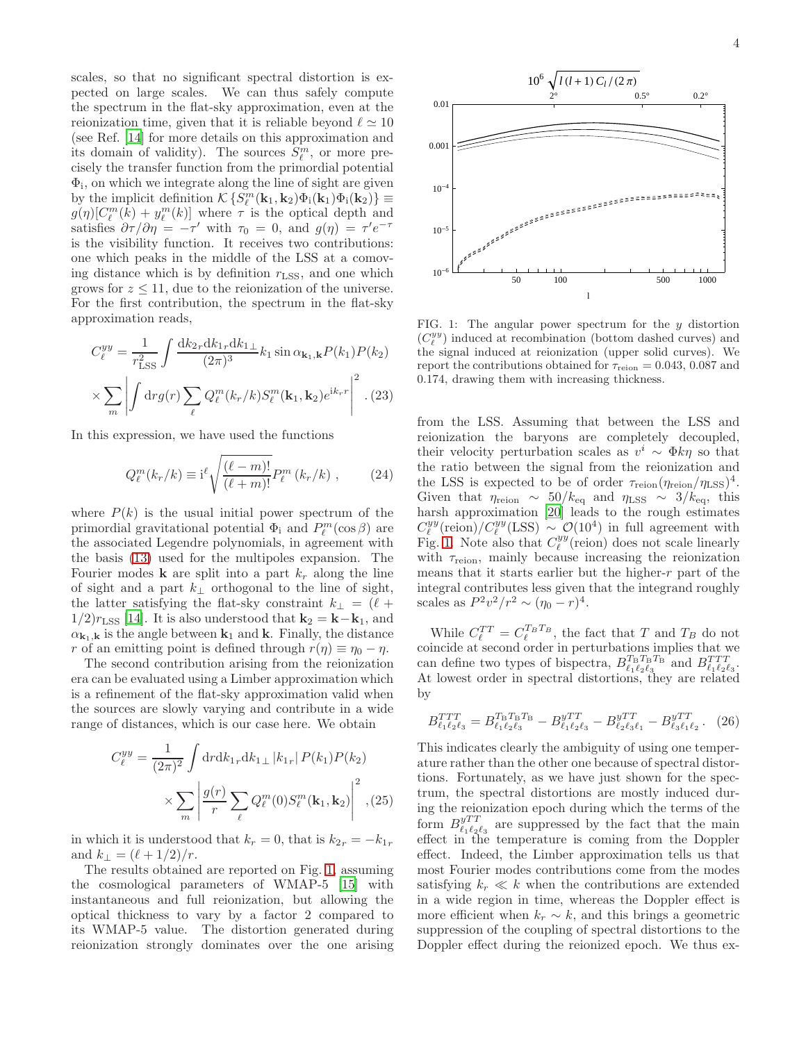scales, so that no significant spectral distortion is expected on large scales. We can thus safely compute the spectrum in the flat-sky approximation, even at the reionization time, given that it is reliable beyond $\ell \simeq 10$ (see Ref. [14] for more details on this approximation and its domain of validity). The sources $S_\ell^m$, or more precisely the transfer function from the primordial potential $\Phi_{\rm i}$, on which we integrate along the line of sight are given by the implicit definition $\mathcal{K}\{S_\ell^m(\mathbf{k}_1,\mathbf{k}_2)\Phi_{\rm i}(\mathbf{k}_1)\Phi_{\rm i}(\mathbf{k}_2)\} \equiv g(\eta)[C_\ell^m(k) + y_\ell^m(k)]$ where $\tau$ is the optical depth and satisfies $\partial\tau/\partial\eta = -\tau'$ with $\tau_0 = 0$, and $g(\eta) = \tau' e^{-\tau}$ is the visibility function. It receives two contributions: one which peaks in the middle of the LSS at a comoving distance which is by definition $r_{\rm LSS}$, and one which grows for $z \leq 11$, due to the reionization of the universe. For the first contribution, the spectrum in the flat-sky approximation reads,

$$C_\ell^{yy} = \frac{1}{r_{\rm LSS}^2}\int \frac{{\rm d}k_{2r}{\rm d}k_{1r}{\rm d}k_{1\perp}}{(2\pi)^3} k_1 \sin\alpha_{\mathbf{k}_1,\mathbf{k}} P(k_1)P(k_2)$$
$$\times \sum_m \left| \int {\rm d}r g(r) \sum_\ell Q_\ell^m(k_r/k) S_\ell^m(\mathbf{k}_1,\mathbf{k}_2) e^{{\rm i}k_r r}\right|^2 . \quad (23)$$

In this expression, we have used the functions

$$Q_\ell^m(k_r/k) \equiv {\rm i}^\ell \sqrt{\frac{(\ell-m)!}{(\ell+m)!}} P_\ell^m(k_r/k) \, , \quad (24)$$

where $P(k)$ is the usual initial power spectrum of the primordial gravitational potential $\Phi_{\rm i}$ and $P_\ell^m(\cos\beta)$ are the associated Legendre polynomials, in agreement with the basis (13) used for the multipoles expansion. The Fourier modes $\mathbf{k}$ are split into a part $k_r$ along the line of sight and a part $k_\perp$ orthogonal to the line of sight, the latter satisfying the flat-sky constraint $k_\perp = (\ell + 1/2) r_{\rm LSS}$ [14]. It is also understood that $\mathbf{k}_2 = \mathbf{k} - \mathbf{k}_1$, and $\alpha_{\mathbf{k}_1,\mathbf{k}}$ is the angle between $\mathbf{k}_1$ and $\mathbf{k}$. Finally, the distance $r$ of an emitting point is defined through $r(\eta) \equiv \eta_0 - \eta$.

The second contribution arising from the reionization era can be evaluated using a Limber approximation which is a refinement of the flat-sky approximation valid when the sources are slowly varying and contribute in a wide range of distances, which is our case here. We obtain

$$C_\ell^{yy} = \frac{1}{(2\pi)^2}\int {\rm d}r{\rm d}k_{1r}{\rm d}k_{1\perp} |k_{1r}|\, P(k_1)P(k_2)$$
$$\times \sum_m \left| \frac{g(r)}{r} \sum_\ell Q_\ell^m(0) S_\ell^m(\mathbf{k}_1,\mathbf{k}_2)\right|^2 , \quad (25)$$

in which it is understood that $k_r = 0$, that is $k_{2r} = -k_{1r}$ and $k_\perp = (\ell + 1/2)/r$.

The results obtained are reported on Fig. 1, assuming the cosmological parameters of WMAP-5 [15] with instantaneous and full reionization, but allowing the optical thickness to vary by a factor 2 compared to its WMAP-5 value. The distortion generated during reionization strongly dominates over the one arising from the LSS. Assuming that between the LSS and reionization the baryons are completely decoupled, their velocity perturbation scales as $v^i \sim \Phi k \eta$ so that the ratio between the signal from the reionization and the LSS is expected to be of order $\tau_{\rm reion}(\eta_{\rm reion}/\eta_{\rm LSS})^4$. Given that $\eta_{\rm reion} \sim 50/k_{\rm eq}$ and $\eta_{\rm LSS} \sim 3/k_{\rm eq}$, this harsh approximation [20] leads to the rough estimates $C_\ell^{yy}({\rm reion})/C_\ell^{yy}({\rm LSS}) \sim \mathcal{O}(10^4)$ in full agreement with Fig. 1. Note also that $C_\ell^{yy}({\rm reion})$ does not scale linearly with $\tau_{\rm reion}$, mainly because increasing the reionization means that it starts earlier but the higher-$r$ part of the integral contributes less given that the integrand roughly scales as $P^2 v^2/r^2 \sim (\eta_0 - r)^4$.

FIG. 1: The angular power spectrum for the $y$ distortion ($C_\ell^{yy}$) induced at recombination (bottom dashed curves) and the signal induced at reionization (upper solid curves). We report the contributions obtained for $\tau_{\rm reion} = 0.043$, $0.087$ and $0.174$, drawing them with increasing thickness.

While $C_\ell^{TT} = C_\ell^{T_B T_B}$, the fact that $T$ and $T_B$ do not coincide at second order in perturbations implies that we can define two types of bispectra, $B_{\ell_1\ell_2\ell_3}^{T_B T_B T_B}$ and $B_{\ell_1\ell_2\ell_3}^{TTT}$. At lowest order in spectral distortions, they are related by

$$B_{\ell_1\ell_2\ell_3}^{TTT} = B_{\ell_1\ell_2\ell_3}^{T_B T_B T_B} - B_{\ell_1\ell_2\ell_3}^{yTT} - B_{\ell_2\ell_3\ell_1}^{yTT} - B_{\ell_3\ell_1\ell_2}^{yTT} . \quad (26)$$

This indicates clearly the ambiguity of using one temperature rather than the other one because of spectral distortions. Fortunately, as we have just shown for the spectrum, the spectral distortions are mostly induced during the reionization epoch during which the terms of the form $B_{\ell_1\ell_2\ell_3}^{yTT}$ are suppressed by the fact that the main effect in the temperature is coming from the Doppler effect. Indeed, the Limber approximation tells us that most Fourier modes contributions come from the modes satisfying $k_r \ll k$ when the contributions are extended in a wide region in time, whereas the Doppler effect is more efficient when $k_r \sim k$, and this brings a geometric suppression of the coupling of spectral distortions to the Doppler effect during the reionized epoch. We thus ex-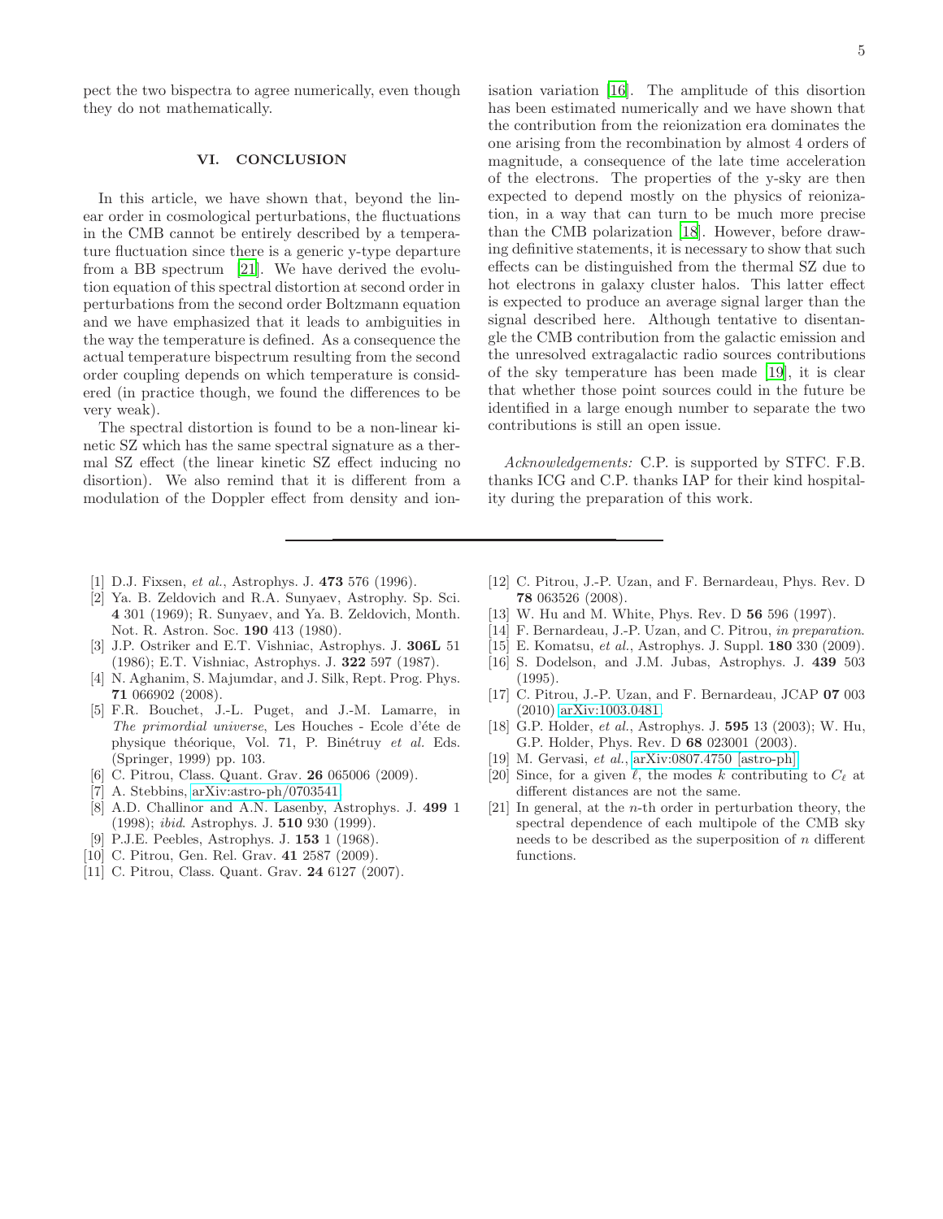pect the two bispectra to agree numerically, even though they do not mathematically.

## VI. CONCLUSION

In this article, we have shown that, beyond the linear order in cosmological perturbations, the fluctuations in the CMB cannot be entirely described by a temperature fluctuation since there is a generic y-type departure from a BB spectrum [21]. We have derived the evolution equation of this spectral distortion at second order in perturbations from the second order Boltzmann equation and we have emphasized that it leads to ambiguities in the way the temperature is defined. As a consequence the actual temperature bispectrum resulting from the second order coupling depends on which temperature is considered (in practice though, we found the differences to be very weak).

The spectral distortion is found to be a non-linear kinetic SZ which has the same spectral signature as a thermal SZ effect (the linear kinetic SZ effect inducing no disortion). We also remind that it is different from a modulation of the Doppler effect from density and ionisation variation [16]. The amplitude of this disortion has been estimated numerically and we have shown that the contribution from the reionization era dominates the one arising from the recombination by almost 4 orders of magnitude, a consequence of the late time acceleration of the electrons. The properties of the y-sky are then expected to depend mostly on the physics of reionization, in a way that can turn to be much more precise than the CMB polarization [18]. However, before drawing definitive statements, it is necessary to show that such effects can be distinguished from the thermal SZ due to hot electrons in galaxy cluster halos. This latter effect is expected to produce an average signal larger than the signal described here. Although tentative to disentangle the CMB contribution from the galactic emission and the unresolved extragalactic radio sources contributions of the sky temperature has been made [19], it is clear that whether those point sources could in the future be identified in a large enough number to separate the two contributions is still an open issue.

*Acknowledgements:* C.P. is supported by STFC. F.B. thanks ICG and C.P. thanks IAP for their kind hospitality during the preparation of this work.

---

[1] D.J. Fixsen, *et al.*, Astrophys. J. **473** 576 (1996).

[2] Ya. B. Zeldovich and R.A. Sunyaev, Astrophy. Sp. Sci. **4** 301 (1969); R. Sunyaev, and Ya. B. Zeldovich, Month. Not. R. Astron. Soc. **190** 413 (1980).

[3] J.P. Ostriker and E.T. Vishniac, Astrophys. J. **306L** 51 (1986); E.T. Vishniac, Astrophys. J. **322** 597 (1987).

[4] N. Aghanim, S. Majumdar, and J. Silk, Rept. Prog. Phys. **71** 066902 (2008).

[5] F.R. Bouchet, J.-L. Puget, and J.-M. Lamarre, in *The primordial universe*, Les Houches - Ecole d'éte de physique théorique, Vol. 71, P. Binétruy *et al.* Eds. (Springer, 1999) pp. 103.

[6] C. Pitrou, Class. Quant. Grav. **26** 065006 (2009).

[7] A. Stebbins, arXiv:astro-ph/0703541.

[8] A.D. Challinor and A.N. Lasenby, Astrophys. J. **499** 1 (1998); *ibid*. Astrophys. J. **510** 930 (1999).

[9] P.J.E. Peebles, Astrophys. J. **153** 1 (1968).

[10] C. Pitrou, Gen. Rel. Grav. **41** 2587 (2009).

[11] C. Pitrou, Class. Quant. Grav. **24** 6127 (2007).

[12] C. Pitrou, J.-P. Uzan, and F. Bernardeau, Phys. Rev. D **78** 063526 (2008).

[13] W. Hu and M. White, Phys. Rev. D **56** 596 (1997).

[14] F. Bernardeau, J.-P. Uzan, and C. Pitrou, *in preparation.*

[15] E. Komatsu, *et al.*, Astrophys. J. Suppl. **180** 330 (2009).

[16] S. Dodelson, and J.M. Jubas, Astrophys. J. **439** 503 (1995).

[17] C. Pitrou, J.-P. Uzan, and F. Bernardeau, JCAP **07** 003 (2010) arXiv:1003.0481.

[18] G.P. Holder, *et al.*, Astrophys. J. **595** 13 (2003); W. Hu, G.P. Holder, Phys. Rev. D **68** 023001 (2003).

[19] M. Gervasi, *et al.*, arXiv:0807.4750 [astro-ph].

[20] Since, for a given $\ell$, the modes $k$ contributing to $C_\ell$ at different distances are not the same.

[21] In general, at the $n$-th order in perturbation theory, the spectral dependence of each multipole of the CMB sky needs to be described as the superposition of $n$ different functions.